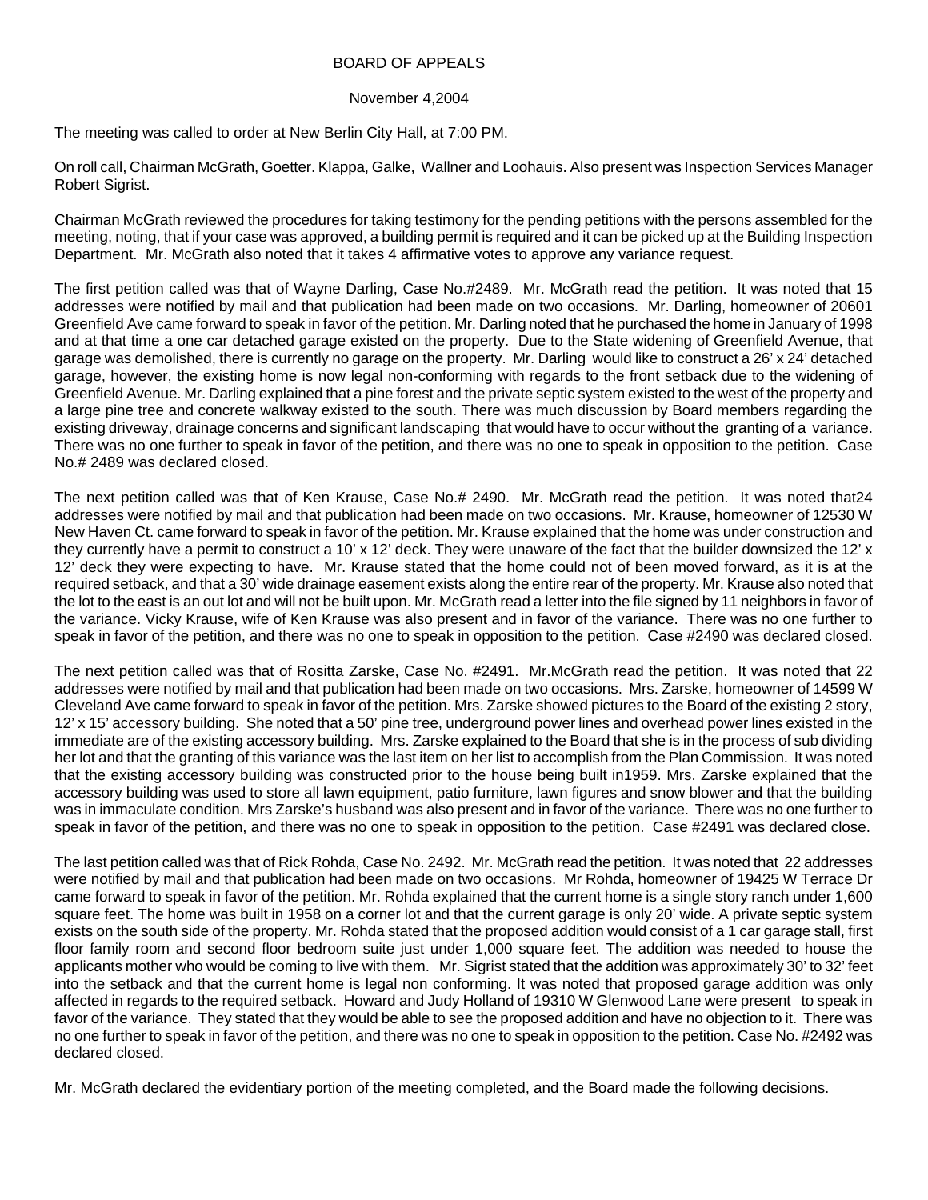BOARD OF APPEALS

November 4,2004

The meeting was called to order at New Berlin City Hall, at 7:00 PM.

On roll call, Chairman McGrath, Goetter. Klappa, Galke, Wallner and Loohauis. Also present was Inspection Services Manager Robert Sigrist.

Chairman McGrath reviewed the procedures for taking testimony for the pending petitions with the persons assembled for the meeting, noting, that if your case was approved, a building permit is required and it can be picked up at the Building Inspection Department. Mr. McGrath also noted that it takes 4 affirmative votes to approve any variance request.

The first petition called was that of Wayne Darling, Case No.#2489. Mr. McGrath read the petition. It was noted that 15 addresses were notified by mail and that publication had been made on two occasions. Mr. Darling, homeowner of 20601 Greenfield Ave came forward to speak in favor of the petition. Mr. Darling noted that he purchased the home in January of 1998 and at that time a one car detached garage existed on the property. Due to the State widening of Greenfield Avenue, that garage was demolished, there is currently no garage on the property. Mr. Darling would like to construct a 26' x 24' detached garage, however, the existing home is now legal non-conforming with regards to the front setback due to the widening of Greenfield Avenue. Mr. Darling explained that a pine forest and the private septic system existed to the west of the property and a large pine tree and concrete walkway existed to the south. There was much discussion by Board members regarding the existing driveway, drainage concerns and significant landscaping that would have to occur without the granting of a variance. There was no one further to speak in favor of the petition, and there was no one to speak in opposition to the petition. Case No.# 2489 was declared closed.

The next petition called was that of Ken Krause, Case No.# 2490. Mr. McGrath read the petition. It was noted that24 addresses were notified by mail and that publication had been made on two occasions. Mr. Krause, homeowner of 12530 W New Haven Ct. came forward to speak in favor of the petition. Mr. Krause explained that the home was under construction and they currently have a permit to construct a 10' x 12' deck. They were unaware of the fact that the builder downsized the 12' x 12' deck they were expecting to have. Mr. Krause stated that the home could not of been moved forward, as it is at the required setback, and that a 30' wide drainage easement exists along the entire rear of the property. Mr. Krause also noted that the lot to the east is an out lot and will not be built upon. Mr. McGrath read a letter into the file signed by 11 neighbors in favor of the variance. Vicky Krause, wife of Ken Krause was also present and in favor of the variance. There was no one further to speak in favor of the petition, and there was no one to speak in opposition to the petition. Case #2490 was declared closed.

The next petition called was that of Rositta Zarske, Case No. #2491. Mr.McGrath read the petition. It was noted that 22 addresses were notified by mail and that publication had been made on two occasions. Mrs. Zarske, homeowner of 14599 W Cleveland Ave came forward to speak in favor of the petition. Mrs. Zarske showed pictures to the Board of the existing 2 story, 12' x 15' accessory building. She noted that a 50' pine tree, underground power lines and overhead power lines existed in the immediate are of the existing accessory building. Mrs. Zarske explained to the Board that she is in the process of sub dividing her lot and that the granting of this variance was the last item on her list to accomplish from the Plan Commission. It was noted that the existing accessory building was constructed prior to the house being built in1959. Mrs. Zarske explained that the accessory building was used to store all lawn equipment, patio furniture, lawn figures and snow blower and that the building was in immaculate condition. Mrs Zarske's husband was also present and in favor of the variance. There was no one further to speak in favor of the petition, and there was no one to speak in opposition to the petition. Case #2491 was declared close.

The last petition called was that of Rick Rohda, Case No. 2492. Mr. McGrath read the petition. It was noted that 22 addresses were notified by mail and that publication had been made on two occasions. Mr Rohda, homeowner of 19425 W Terrace Dr came forward to speak in favor of the petition. Mr. Rohda explained that the current home is a single story ranch under 1,600 square feet. The home was built in 1958 on a corner lot and that the current garage is only 20' wide. A private septic system exists on the south side of the property. Mr. Rohda stated that the proposed addition would consist of a 1 car garage stall, first floor family room and second floor bedroom suite just under 1,000 square feet. The addition was needed to house the applicants mother who would be coming to live with them. Mr. Sigrist stated that the addition was approximately 30' to 32' feet into the setback and that the current home is legal non conforming. It was noted that proposed garage addition was only affected in regards to the required setback. Howard and Judy Holland of 19310 W Glenwood Lane were present to speak in favor of the variance. They stated that they would be able to see the proposed addition and have no objection to it. There was no one further to speak in favor of the petition, and there was no one to speak in opposition to the petition. Case No. #2492 was declared closed.

Mr. McGrath declared the evidentiary portion of the meeting completed, and the Board made the following decisions.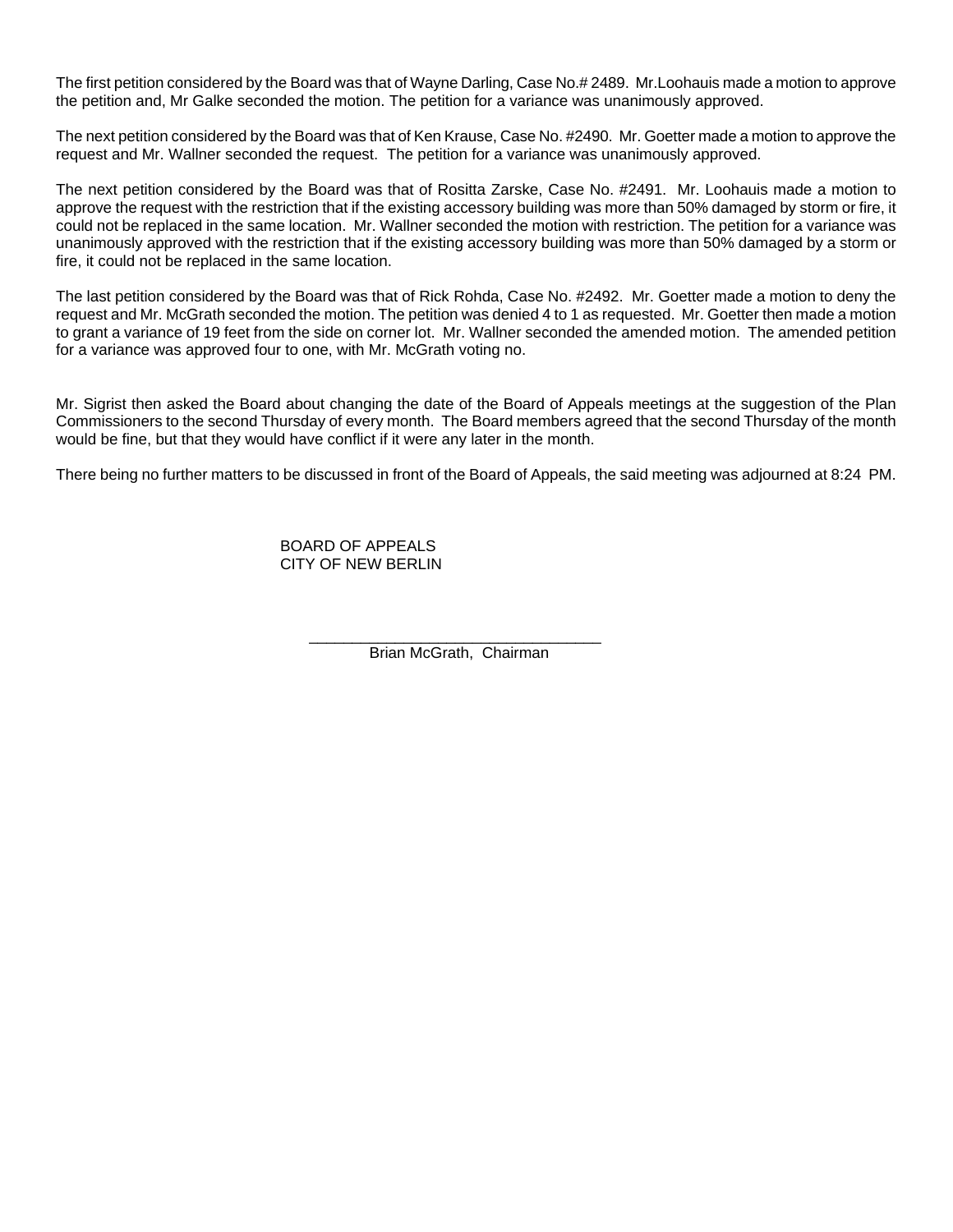The first petition considered by the Board was that of Wayne Darling, Case No.# 2489. Mr.Loohauis made a motion to approve the petition and, Mr Galke seconded the motion. The petition for a variance was unanimously approved.

The next petition considered by the Board was that of Ken Krause, Case No. #2490. Mr. Goetter made a motion to approve the request and Mr. Wallner seconded the request. The petition for a variance was unanimously approved.

The next petition considered by the Board was that of Rositta Zarske, Case No. #2491. Mr. Loohauis made a motion to approve the request with the restriction that if the existing accessory building was more than 50% damaged by storm or fire, it could not be replaced in the same location. Mr. Wallner seconded the motion with restriction. The petition for a variance was unanimously approved with the restriction that if the existing accessory building was more than 50% damaged by a storm or fire, it could not be replaced in the same location.

The last petition considered by the Board was that of Rick Rohda, Case No. #2492. Mr. Goetter made a motion to deny the request and Mr. McGrath seconded the motion. The petition was denied 4 to 1 as requested. Mr. Goetter then made a motion to grant a variance of 19 feet from the side on corner lot. Mr. Wallner seconded the amended motion. The amended petition for a variance was approved four to one, with Mr. McGrath voting no.

Mr. Sigrist then asked the Board about changing the date of the Board of Appeals meetings at the suggestion of the Plan Commissioners to the second Thursday of every month. The Board members agreed that the second Thursday of the month would be fine, but that they would have conflict if it were any later in the month.

There being no further matters to be discussed in front of the Board of Appeals, the said meeting was adjourned at 8:24 PM.

BOARD OF APPEALS
CITY OF NEW BERLIN

\_\_\_\_\_\_\_\_\_\_\_\_\_\_\_\_\_\_\_\_\_\_\_\_\_\_\_\_\_\_\_\_\_\_

Brian McGrath, Chairman